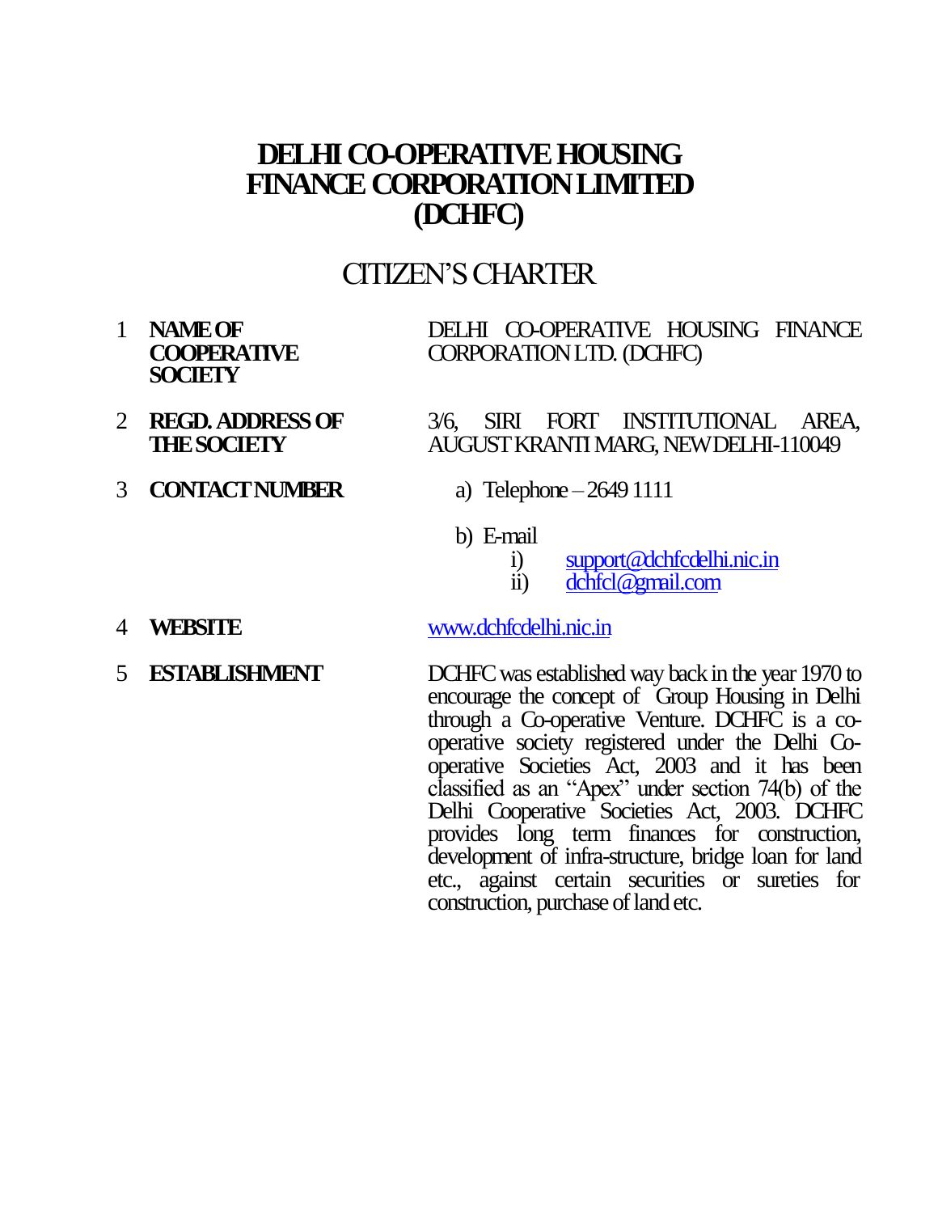# DELHI CO-OPERATIVE HOUSING FINANCE CORPORATION LIMITED (DCHFC)

## CITIZEN'S CHARTER

| | | |
|---|---|---|
| 1 | **NAME OF COOPERATIVE SOCIETY** | DELHI CO-OPERATIVE HOUSING FINANCE CORPORATION LTD. (DCHFC) |
| 2 | **REGD. ADDRESS OF THE SOCIETY** | 3/6, SIRI FORT INSTITUTIONAL AREA, AUGUST KRANTI MARG, NEW DELHI-110049 |
| 3 | **CONTACT NUMBER** | a) Telephone – 2649 1111<br>b) E-mail<br>i) support@dchfcdelhi.nic.in<br>ii) dchfcl@gmail.com |
| 4 | **WEBSITE** | www.dchfcdelhi.nic.in |
| 5 | **ESTABLISHMENT** | DCHFC was established way back in the year 1970 to encourage the concept of Group Housing in Delhi through a Co-operative Venture. DCHFC is a co-operative society registered under the Delhi Co-operative Societies Act, 2003 and it has been classified as an "Apex" under section 74(b) of the Delhi Cooperative Societies Act, 2003. DCHFC provides long term finances for construction, development of infra-structure, bridge loan for land etc., against certain securities or sureties for construction, purchase of land etc. |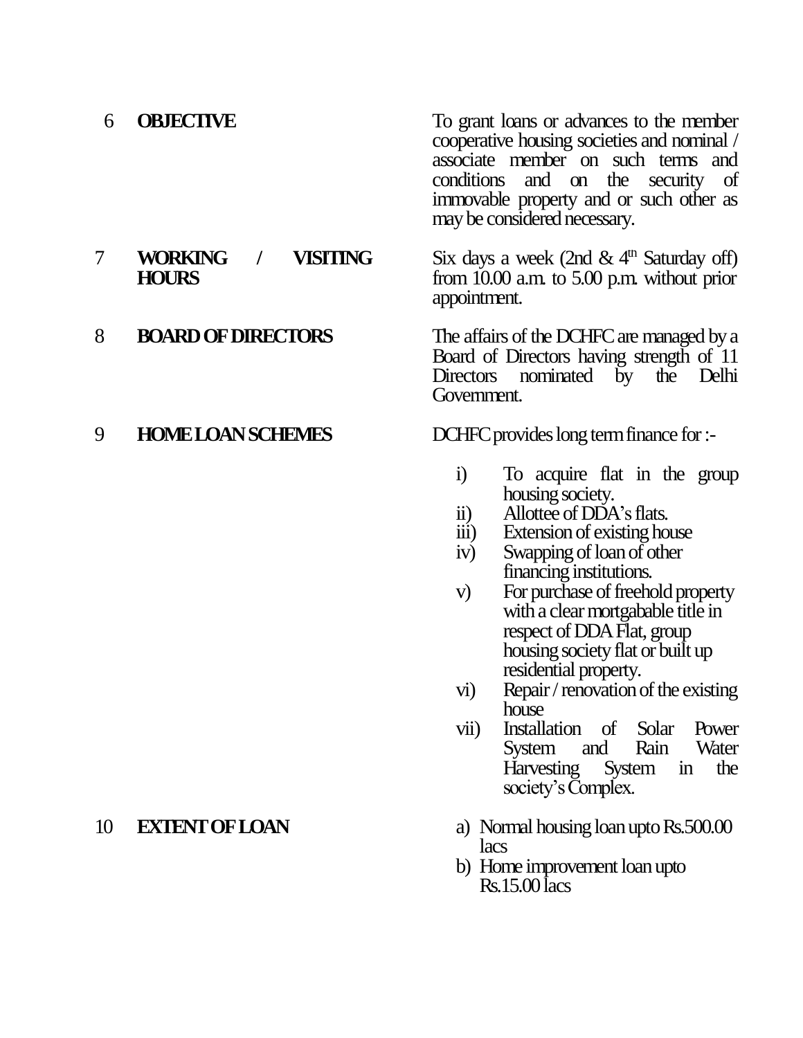| | | |
|---|---|---|
| 6 | **OBJECTIVE** | To grant loans or advances to the member cooperative housing societies and nominal / associate member on such terms and conditions and on the security of immovable property and or such other as may be considered necessary. |
| 7 | **WORKING / VISITING HOURS** | Six days a week (2nd & 4th Saturday off) from 10.00 a.m. to 5.00 p.m. without prior appointment. |
| 8 | **BOARD OF DIRECTORS** | The affairs of the DCHFC are managed by a Board of Directors having strength of 11 Directors nominated by the Delhi Government. |
| 9 | **HOME LOAN SCHEMES** | DCHFC provides long term finance for :-<br><br>i) To acquire flat in the group housing society.<br>ii) Allottee of DDA's flats.<br>iii) Extension of existing house<br>iv) Swapping of loan of other financing institutions.<br>v) For purchase of freehold property with a clear mortgabable title in respect of DDA Flat, group housing society flat or built up residential property.<br>vi) Repair / renovation of the existing house<br>vii) Installation of Solar Power System and Rain Water Harvesting System in the society's Complex. |
| 10 | **EXTENT OF LOAN** | a) Normal housing loan upto Rs.500.00 lacs<br>b) Home improvement loan upto Rs.15.00 lacs |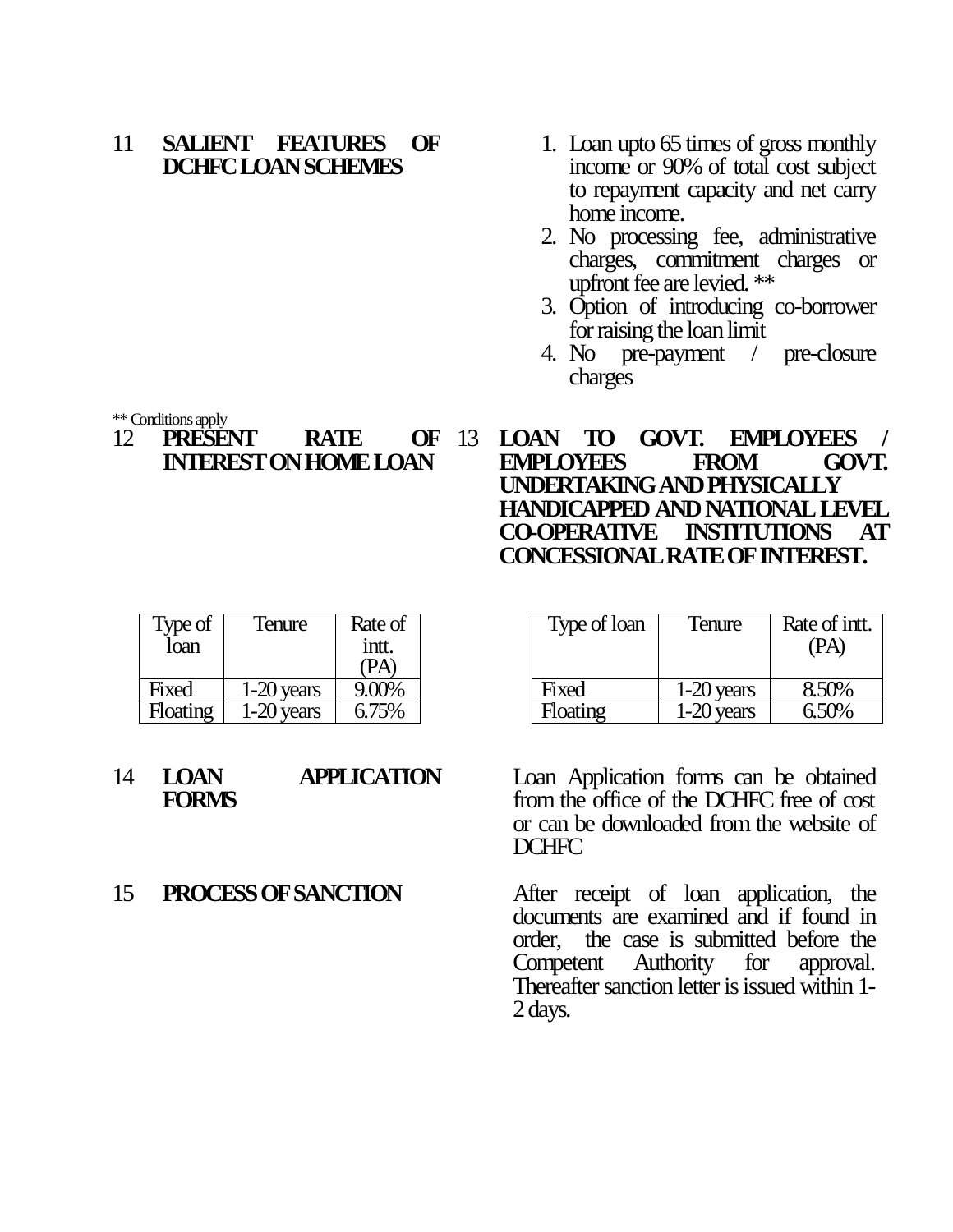## 11 SALIENT FEATURES OF DCHFC LOAN SCHEMES

1. Loan upto 65 times of gross monthly income or 90% of total cost subject to repayment capacity and net carry home income.
2. No processing fee, administrative charges, commitment charges or upfront fee are levied. **
3. Option of introducing co-borrower for raising the loan limit
4. No pre-payment / pre-closure charges

** Conditions apply

## 12 PRESENT RATE OF INTEREST ON HOME LOAN

| Type of loan | Tenure | Rate of intt. (PA) |
|---|---|---|
| Fixed | 1-20 years | 9.00% |
| Floating | 1-20 years | 6.75% |

## 13 LOAN TO GOVT. EMPLOYEES / EMPLOYEES FROM GOVT. UNDERTAKING AND PHYSICALLY HANDICAPPED AND NATIONAL LEVEL CO-OPERATIVE INSTITUTIONS AT CONCESSIONAL RATE OF INTEREST.

| Type of loan | Tenure | Rate of intt. (PA) |
|---|---|---|
| Fixed | 1-20 years | 8.50% |
| Floating | 1-20 years | 6.50% |

## 14 LOAN APPLICATION FORMS

Loan Application forms can be obtained from the office of the DCHFC free of cost or can be downloaded from the website of DCHFC

## 15 PROCESS OF SANCTION

After receipt of loan application, the documents are examined and if found in order, the case is submitted before the Competent Authority for approval. Thereafter sanction letter is issued within 1-2 days.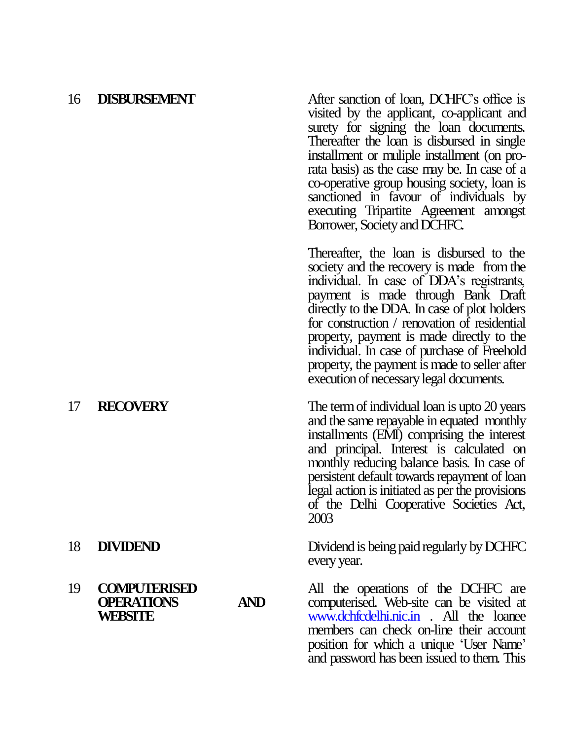| | | |
|---|---|---|
| 16 | **DISBURSEMENT** | After sanction of loan, DCHFC's office is visited by the applicant, co-applicant and surety for signing the loan documents. Thereafter the loan is disbursed in single installment or muliple installment (on pro-rata basis) as the case may be. In case of a co-operative group housing society, loan is sanctioned in favour of individuals by executing Tripartite Agreement amongst Borrower, Society and DCHFC.<br><br>Thereafter, the loan is disbursed to the society and the recovery is made from the individual. In case of DDA's registrants, payment is made through Bank Draft directly to the DDA. In case of plot holders for construction / renovation of residential property, payment is made directly to the individual. In case of purchase of Freehold property, the payment is made to seller after execution of necessary legal documents. |
| 17 | **RECOVERY** | The term of individual loan is upto 20 years and the same repayable in equated monthly installments (EMI) comprising the interest and principal. Interest is calculated on monthly reducing balance basis. In case of persistent default towards repayment of loan legal action is initiated as per the provisions of the Delhi Cooperative Societies Act, 2003 |
| 18 | **DIVIDEND** | Dividend is being paid regularly by DCHFC every year. |
| 19 | **COMPUTERISED OPERATIONS AND WEBSITE** | All the operations of the DCHFC are computerised. Web-site can be visited at www.dchfcdelhi.nic.in . All the loanee members can check on-line their account position for which a unique 'User Name' and password has been issued to them. This |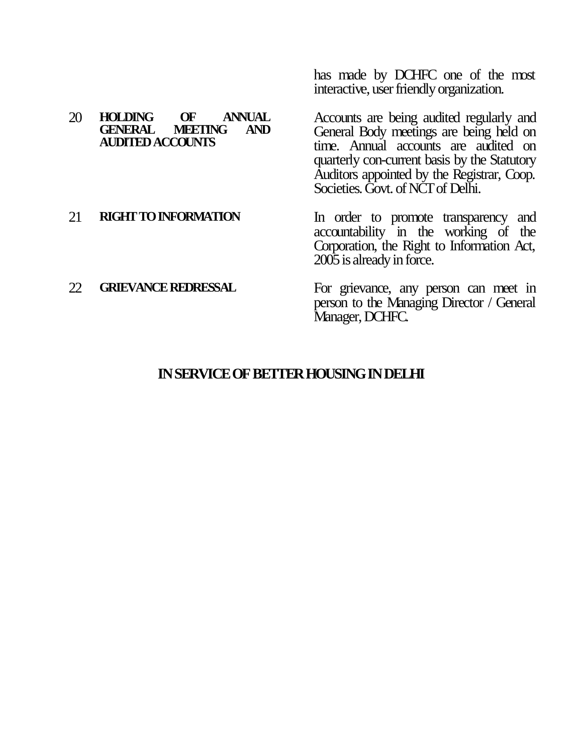| | | |
|---|---|---|
| | | has made by DCHFC one of the most interactive, user friendly organization. |
| 20 | **HOLDING OF ANNUAL GENERAL MEETING AND AUDITED ACCOUNTS** | Accounts are being audited regularly and General Body meetings are being held on time. Annual accounts are audited on quarterly con-current basis by the Statutory Auditors appointed by the Registrar, Coop. Societies. Govt. of NCT of Delhi. |
| 21 | **RIGHT TO INFORMATION** | In order to promote transparency and accountability in the working of the Corporation, the Right to Information Act, 2005 is already in force. |
| 22 | **GRIEVANCE REDRESSAL** | For grievance, any person can meet in person to the Managing Director / General Manager, DCHFC. |

**IN SERVICE OF BETTER HOUSING IN DELHI**